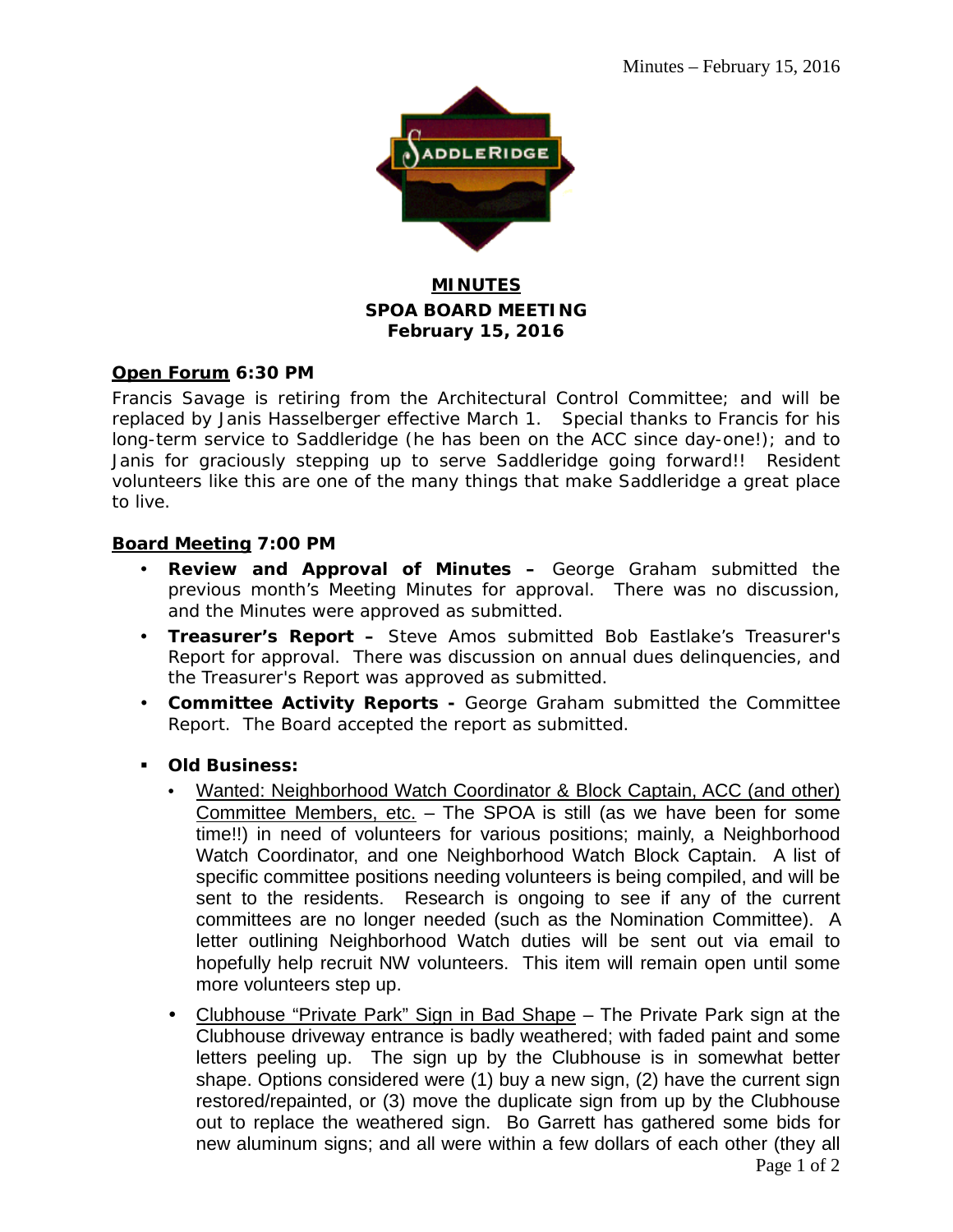# MINUTES
## SPOA BOARD MEETING
### February 15, 2016

**Open Forum 6:30 PM**

Francis Savage is retiring from the Architectural Control Committee; and will be replaced by Janis Hasselberger effective March 1. Special thanks to Francis for his long-term service to Saddleridge (he has been on the ACC since day-one!); and to Janis for graciously stepping up to serve Saddleridge going forward!! Resident volunteers like this are one of the many things that make Saddleridge a great place to live.

**Board Meeting 7:00 PM**

- **Review and Approval of Minutes –** George Graham submitted the previous month's Meeting Minutes for approval. There was no discussion, and the Minutes were approved as submitted.
- **Treasurer's Report –** Steve Amos submitted Bob Eastlake's Treasurer's Report for approval. There was discussion on annual dues delinquencies, and the Treasurer's Report was approved as submitted.
- **Committee Activity Reports -** George Graham submitted the Committee Report. The Board accepted the report as submitted.

- **Old Business:**
  - Wanted: Neighborhood Watch Coordinator & Block Captain, ACC (and other) Committee Members, etc. – The SPOA is still (as we have been for some time!!) in need of volunteers for various positions; mainly, a Neighborhood Watch Coordinator, and one Neighborhood Watch Block Captain. A list of specific committee positions needing volunteers is being compiled, and will be sent to the residents. Research is ongoing to see if any of the current committees are no longer needed (such as the Nomination Committee). A letter outlining Neighborhood Watch duties will be sent out via email to hopefully help recruit NW volunteers. This item will remain open until some more volunteers step up.
  - Clubhouse "Private Park" Sign in Bad Shape – The Private Park sign at the Clubhouse driveway entrance is badly weathered; with faded paint and some letters peeling up. The sign up by the Clubhouse is in somewhat better shape. Options considered were (1) buy a new sign, (2) have the current sign restored/repainted, or (3) move the duplicate sign from up by the Clubhouse out to replace the weathered sign. Bo Garrett has gathered some bids for new aluminum signs; and all were within a few dollars of each other (they all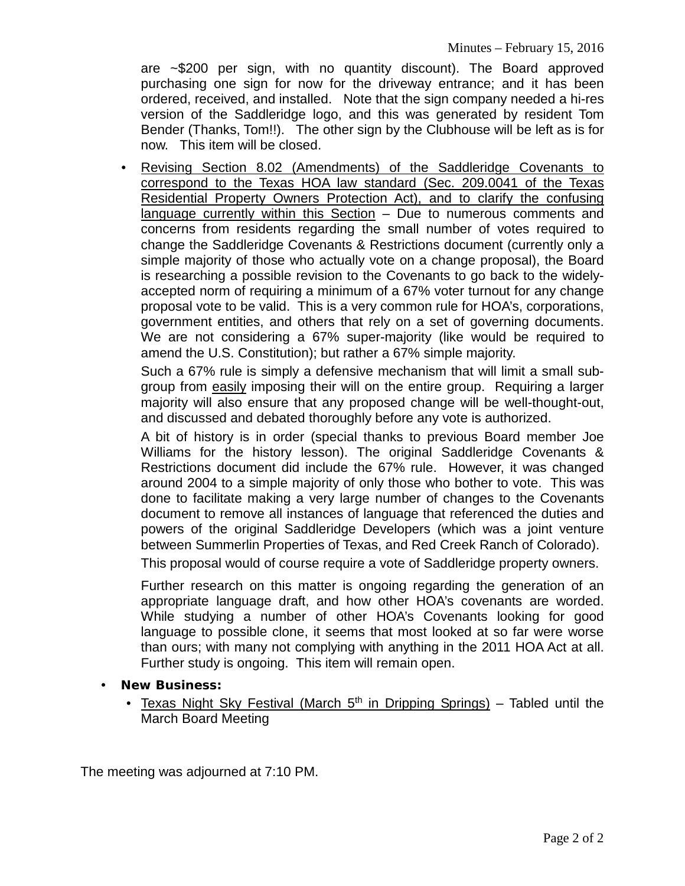are ~$200 per sign, with no quantity discount). The Board approved purchasing one sign for now for the driveway entrance; and it has been ordered, received, and installed. Note that the sign company needed a hi-res version of the Saddleridge logo, and this was generated by resident Tom Bender (Thanks, Tom!!). The other sign by the Clubhouse will be left as is for now. This item will be closed.

- <u>Revising Section 8.02 (Amendments) of the Saddleridge Covenants to correspond to the Texas HOA law standard (Sec. 209.0041 of the Texas Residential Property Owners Protection Act), and to clarify the confusing language currently within this Section</u> – Due to numerous comments and concerns from residents regarding the small number of votes required to change the Saddleridge Covenants & Restrictions document (currently only a simple majority of those who actually vote on a change proposal), the Board is researching a possible revision to the Covenants to go back to the widely-accepted norm of requiring a minimum of a 67% voter turnout for any change proposal vote to be valid. This is a very common rule for HOA's, corporations, government entities, and others that rely on a set of governing documents. We are not considering a 67% super-majority (like would be required to amend the U.S. Constitution); but rather a 67% simple majority.

  Such a 67% rule is simply a defensive mechanism that will limit a small sub-group from <u>easily</u> imposing their will on the entire group. Requiring a larger majority will also ensure that any proposed change will be well-thought-out, and discussed and debated thoroughly before any vote is authorized.

  A bit of history is in order (special thanks to previous Board member Joe Williams for the history lesson). The original Saddleridge Covenants & Restrictions document did include the 67% rule. However, it was changed around 2004 to a simple majority of only those who bother to vote. This was done to facilitate making a very large number of changes to the Covenants document to remove all instances of language that referenced the duties and powers of the original Saddleridge Developers (which was a joint venture between Summerlin Properties of Texas, and Red Creek Ranch of Colorado).

  This proposal would of course require a vote of Saddleridge property owners.

  Further research on this matter is ongoing regarding the generation of an appropriate language draft, and how other HOA's covenants are worded. While studying a number of other HOA's Covenants looking for good language to possible clone, it seems that most looked at so far were worse than ours; with many not complying with anything in the 2011 HOA Act at all. Further study is ongoing. This item will remain open.

- **New Business:**
  - <u>Texas Night Sky Festival (March 5th in Dripping Springs)</u> – Tabled until the March Board Meeting

The meeting was adjourned at 7:10 PM.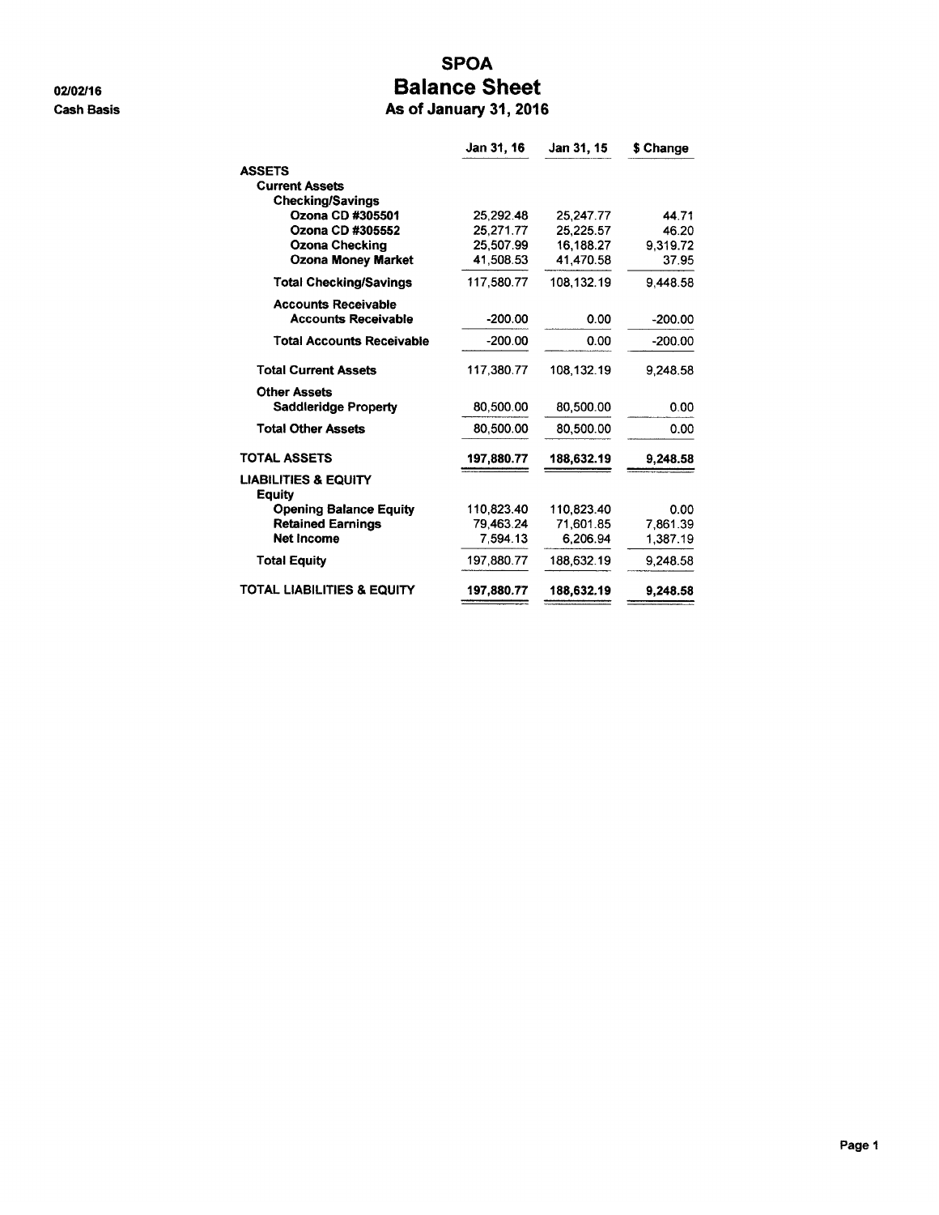02/02/16

Cash Basis

# SPOA
## Balance Sheet
### As of January 31, 2016

| | Jan 31, 16 | Jan 31, 15 | $ Change |
|---|---|---|---|
| **ASSETS** | | | |
| **Current Assets** | | | |
| **Checking/Savings** | | | |
| **Ozona CD #305501** | 25,292.48 | 25,247.77 | 44.71 |
| **Ozona CD #305552** | 25,271.77 | 25,225.57 | 46.20 |
| **Ozona Checking** | 25,507.99 | 16,188.27 | 9,319.72 |
| **Ozona Money Market** | 41,508.53 | 41,470.58 | 37.95 |
| **Total Checking/Savings** | 117,580.77 | 108,132.19 | 9,448.58 |
| **Accounts Receivable** | | | |
| **Accounts Receivable** | -200.00 | 0.00 | -200.00 |
| **Total Accounts Receivable** | -200.00 | 0.00 | -200.00 |
| **Total Current Assets** | 117,380.77 | 108,132.19 | 9,248.58 |
| **Other Assets** | | | |
| **Saddleridge Property** | 80,500.00 | 80,500.00 | 0.00 |
| **Total Other Assets** | 80,500.00 | 80,500.00 | 0.00 |
| **TOTAL ASSETS** | **197,880.77** | **188,632.19** | **9,248.58** |
| **LIABILITIES & EQUITY** | | | |
| **Equity** | | | |
| **Opening Balance Equity** | 110,823.40 | 110,823.40 | 0.00 |
| **Retained Earnings** | 79,463.24 | 71,601.85 | 7,861.39 |
| **Net Income** | 7,594.13 | 6,206.94 | 1,387.19 |
| **Total Equity** | 197,880.77 | 188,632.19 | 9,248.58 |
| **TOTAL LIABILITIES & EQUITY** | **197,880.77** | **188,632.19** | **9,248.58** |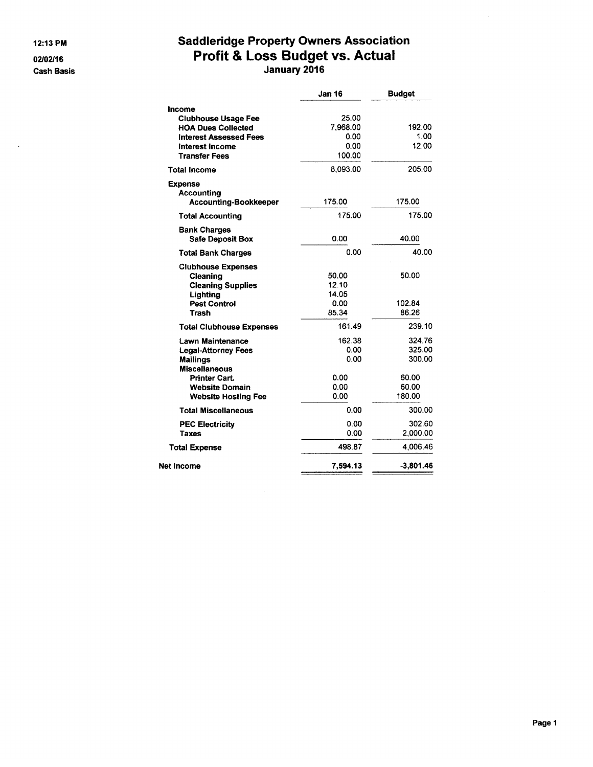12:13 PM

02/02/16

Cash Basis

# Saddleridge Property Owners Association
## Profit & Loss Budget vs. Actual
### January 2016

| | Jan 16 | Budget |
|---|---|---|
| **Income** | | |
| **Clubhouse Usage Fee** | 25.00 | |
| **HOA Dues Collected** | 7,968.00 | 192.00 |
| **Interest Assessed Fees** | 0.00 | 1.00 |
| **Interest Income** | 0.00 | 12.00 |
| **Transfer Fees** | 100.00 | |
| **Total Income** | 8,093.00 | 205.00 |
| **Expense** | | |
| **Accounting** | | |
| **Accounting-Bookkeeper** | 175.00 | 175.00 |
| **Total Accounting** | 175.00 | 175.00 |
| **Bank Charges** | | |
| **Safe Deposit Box** | 0.00 | 40.00 |
| **Total Bank Charges** | 0.00 | 40.00 |
| **Clubhouse Expenses** | | |
| **Cleaning** | 50.00 | 50.00 |
| **Cleaning Supplies** | 12.10 | |
| **Lighting** | 14.05 | |
| **Pest Control** | 0.00 | 102.84 |
| **Trash** | 85.34 | 86.26 |
| **Total Clubhouse Expenses** | 161.49 | 239.10 |
| **Lawn Maintenance** | 162.38 | 324.76 |
| **Legal-Attorney Fees** | 0.00 | 325.00 |
| **Mailings** | 0.00 | 300.00 |
| **Miscellaneous** | | |
| **Printer Cart.** | 0.00 | 60.00 |
| **Website Domain** | 0.00 | 60.00 |
| **Website Hosting Fee** | 0.00 | 180.00 |
| **Total Miscellaneous** | 0.00 | 300.00 |
| **PEC Electricity** | 0.00 | 302.60 |
| **Taxes** | 0.00 | 2,000.00 |
| **Total Expense** | 498.87 | 4,006.46 |
| **Net Income** | 7,594.13 | -3,801.46 |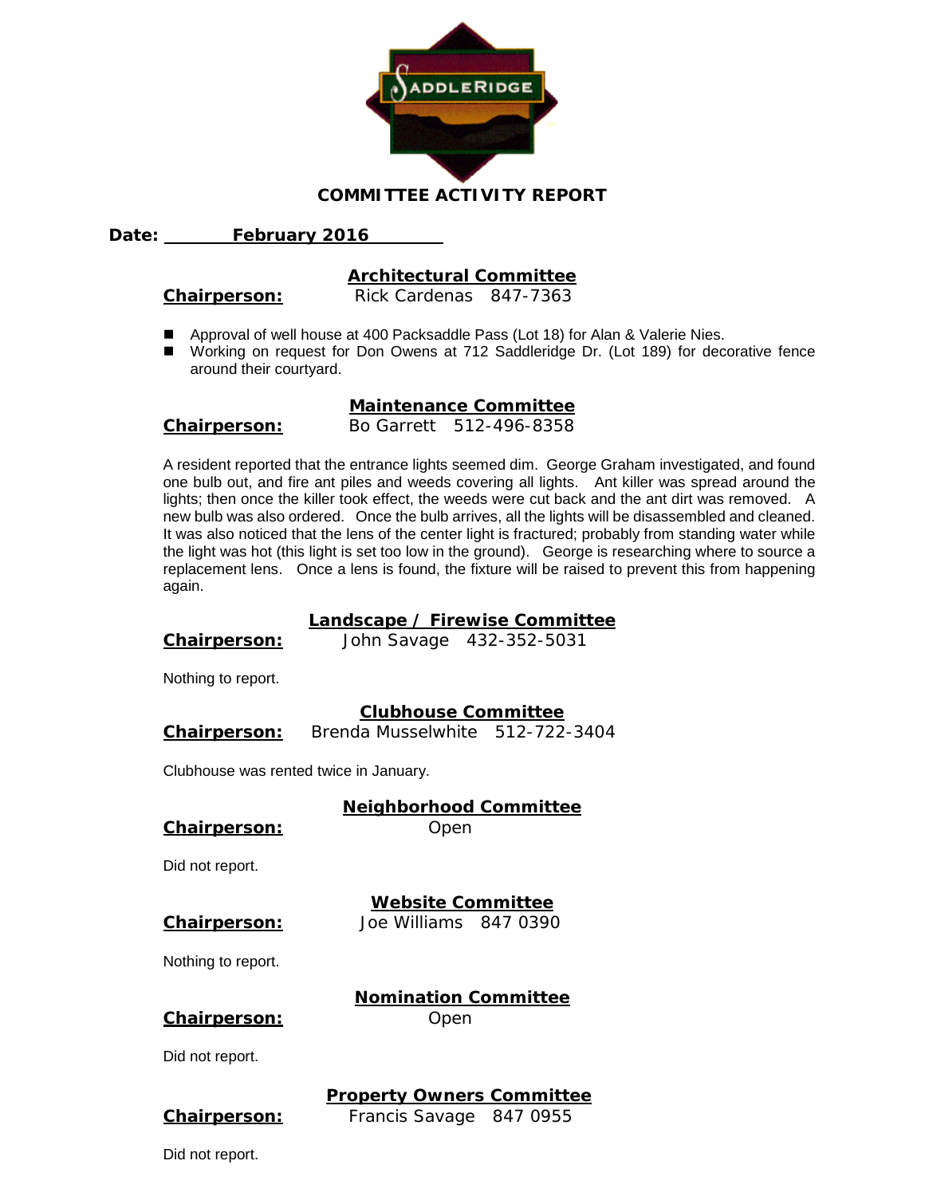# COMMITTEE ACTIVITY REPORT

**Date: February 2016**

## Architectural Committee

**Chairperson:** Rick Cardenas 847-7363

- Approval of well house at 400 Packsaddle Pass (Lot 18) for Alan & Valerie Nies.
- Working on request for Don Owens at 712 Saddleridge Dr. (Lot 189) for decorative fence around their courtyard.

## Maintenance Committee

**Chairperson:** Bo Garrett 512-496-8358

A resident reported that the entrance lights seemed dim. George Graham investigated, and found one bulb out, and fire ant piles and weeds covering all lights. Ant killer was spread around the lights; then once the killer took effect, the weeds were cut back and the ant dirt was removed. A new bulb was also ordered. Once the bulb arrives, all the lights will be disassembled and cleaned. It was also noticed that the lens of the center light is fractured; probably from standing water while the light was hot (this light is set too low in the ground). George is researching where to source a replacement lens. Once a lens is found, the fixture will be raised to prevent this from happening again.

## Landscape / Firewise Committee

**Chairperson:** John Savage 432-352-5031

Nothing to report.

## Clubhouse Committee

**Chairperson:** Brenda Musselwhite 512-722-3404

Clubhouse was rented twice in January.

## Neighborhood Committee

**Chairperson:** Open

Did not report.

## Website Committee

**Chairperson:** Joe Williams 847 0390

Nothing to report.

## Nomination Committee

**Chairperson:** Open

Did not report.

## Property Owners Committee

**Chairperson:** Francis Savage 847 0955

Did not report.